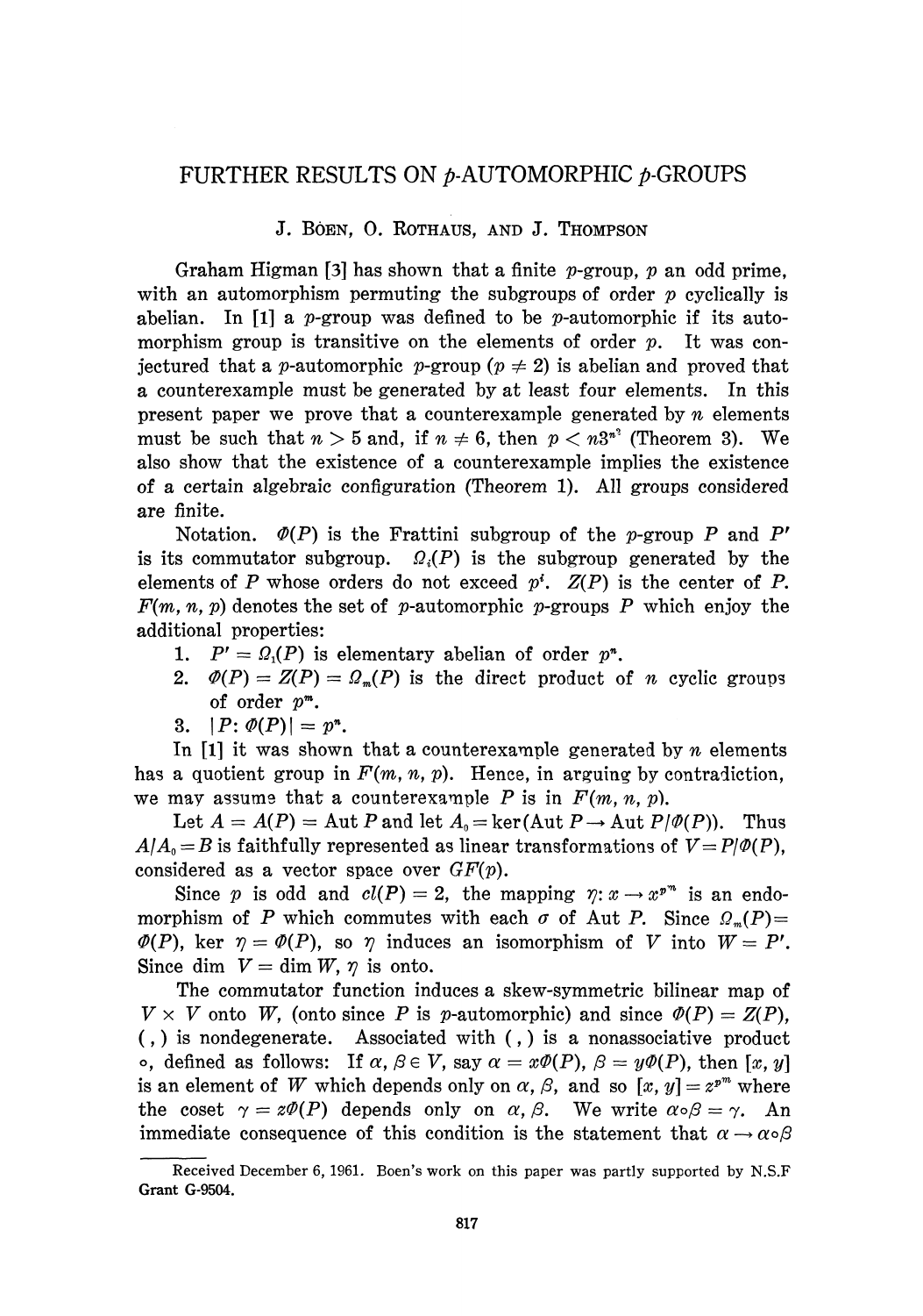# FURTHER RESULTS ON $p$-AUTOMORPHIC $p$-GROUPS

J. BOEN, O. ROTHAUS, AND J. THOMPSON

Graham Higman [3] has shown that a finite $p$-group, $p$ an odd prime, with an automorphism permuting the subgroups of order $p$ cyclically is abelian. In [1] a $p$-group was defined to be $p$-automorphic if its automorphism group is transitive on the elements of order $p$. It was conjectured that a $p$-automorphic $p$-group ($p \neq 2$) is abelian and proved that a counterexample must be generated by at least four elements. In this present paper we prove that a counterexample generated by $n$ elements must be such that $n > 5$ and, if $n \neq 6$, then $p < n3^{n^2}$ (Theorem 3). We also show that the existence of a counterexample implies the existence of a certain algebraic configuration (Theorem 1). All groups considered are finite.

Notation. $\Phi(P)$ is the Frattini subgroup of the $p$-group $P$ and $P'$ is its commutator subgroup. $\Omega_i(P)$ is the subgroup generated by the elements of $P$ whose orders do not exceed $p^i$. $Z(P)$ is the center of $P$. $F(m, n, p)$ denotes the set of $p$-automorphic $p$-groups $P$ which enjoy the additional properties:

1. $P' = \Omega_1(P)$ is elementary abelian of order $p^n$.
2. $\Phi(P) = Z(P) = \Omega_m(P)$ is the direct product of $n$ cyclic groups of order $p^m$.
3. $|P : \Phi(P)| = p^n$.

In [1] it was shown that a counterexample generated by $n$ elements has a quotient group in $F(m, n, p)$. Hence, in arguing by contradiction, we may assume that a counterexample $P$ is in $F(m, n, p)$.

Let $A = A(P) = \operatorname{Aut} P$ and let $A_0 = \ker(\operatorname{Aut} P \to \operatorname{Aut} P/\Phi(P))$. Thus $A/A_0 = B$ is faithfully represented as linear transformations of $V = P/\Phi(P)$, considered as a vector space over $GF(p)$.

Since $p$ is odd and $cl(P) = 2$, the mapping $\eta : x \to x^{p^m}$ is an endomorphism of $P$ which commutes with each $\sigma$ of Aut $P$. Since $\Omega_m(P) = \Phi(P)$, ker $\eta = \Phi(P)$, so $\eta$ induces an isomorphism of $V$ into $W = P'$. Since dim $V$ = dim $W$, $\eta$ is onto.

The commutator function induces a skew-symmetric bilinear map of $V \times V$ onto $W$, (onto since $P$ is $p$-automorphic) and since $\Phi(P) = Z(P)$, $( , )$ is nondegenerate. Associated with $( , )$ is a nonassociative product $\circ$, defined as follows: If $\alpha, \beta \in V$, say $\alpha = x\Phi(P)$, $\beta = y\Phi(P)$, then $[x, y]$ is an element of $W$ which depends only on $\alpha, \beta$, and so $[x, y] = z^{p^m}$ where the coset $\gamma = z\Phi(P)$ depends only on $\alpha, \beta$. We write $\alpha \circ \beta = \gamma$. An immediate consequence of this condition is the statement that $\alpha \to \alpha \circ \beta$

Received December 6, 1961. Boen's work on this paper was partly supported by N.S.F Grant G-9504.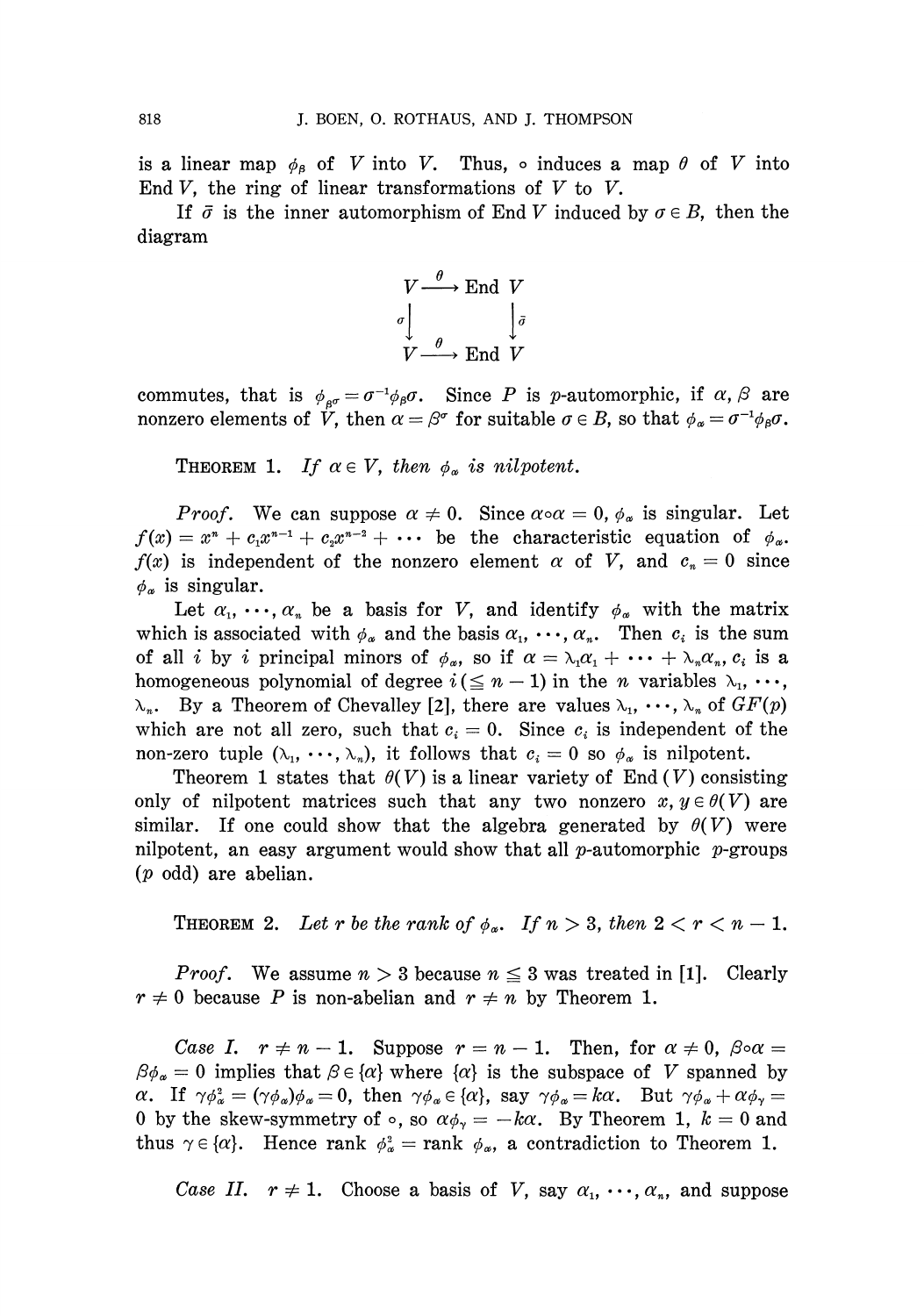is a linear map $\phi_\beta$ of $V$ into $V$. Thus, $\circ$ induces a map $\theta$ of $V$ into End $V$, the ring of linear transformations of $V$ to $V$.

If $\bar{\sigma}$ is the inner automorphism of End $V$ induced by $\sigma \in B$, then the diagram

$$\begin{array}{ccc} V & \xrightarrow{\theta} & \text{End } V \\ \sigma \downarrow & & \downarrow \bar{\sigma} \\ V & \xrightarrow{\theta} & \text{End } V \end{array}$$

commutes, that is $\phi_{\beta^\sigma} = \sigma^{-1}\phi_\beta\sigma$. Since $P$ is $p$-automorphic, if $\alpha, \beta$ are nonzero elements of $V$, then $\alpha = \beta^\sigma$ for suitable $\sigma \in B$, so that $\phi_\alpha = \sigma^{-1}\phi_\beta\sigma$.

THEOREM 1. *If $\alpha \in V$, then $\phi_\alpha$ is nilpotent.*

*Proof.* We can suppose $\alpha \neq 0$. Since $\alpha \circ \alpha = 0$, $\phi_\alpha$ is singular. Let $f(x) = x^n + c_1 x^{n-1} + c_2 x^{n-2} + \cdots$ be the characteristic equation of $\phi_\alpha$. $f(x)$ is independent of the nonzero element $\alpha$ of $V$, and $c_n = 0$ since $\phi_\alpha$ is singular.

Let $\alpha_1, \cdots, \alpha_n$ be a basis for $V$, and identify $\phi_\alpha$ with the matrix which is associated with $\phi_\alpha$ and the basis $\alpha_1, \cdots, \alpha_n$. Then $c_i$ is the sum of all $i$ by $i$ principal minors of $\phi_\alpha$, so if $\alpha = \lambda_1\alpha_1 + \cdots + \lambda_n\alpha_n$, $c_i$ is a homogeneous polynomial of degree $i (\leq n-1)$ in the $n$ variables $\lambda_1, \cdots, \lambda_n$. By a Theorem of Chevalley [2], there are values $\lambda_1, \cdots, \lambda_n$ of $GF(p)$ which are not all zero, such that $c_i = 0$. Since $c_i$ is independent of the non-zero tuple $(\lambda_1, \cdots, \lambda_n)$, it follows that $c_i = 0$ so $\phi_\alpha$ is nilpotent.

Theorem 1 states that $\theta(V)$ is a linear variety of End $(V)$ consisting only of nilpotent matrices such that any two nonzero $x, y \in \theta(V)$ are similar. If one could show that the algebra generated by $\theta(V)$ were nilpotent, an easy argument would show that all $p$-automorphic $p$-groups ($p$ odd) are abelian.

THEOREM 2. *Let $r$ be the rank of $\phi_\alpha$. If $n > 3$, then $2 < r < n-1$.*

*Proof.* We assume $n > 3$ because $n \leq 3$ was treated in [1]. Clearly $r \neq 0$ because $P$ is non-abelian and $r \neq n$ by Theorem 1.

*Case I.* $r \neq n-1$. Suppose $r = n-1$. Then, for $\alpha \neq 0$, $\beta \circ \alpha = \beta\phi_\alpha = 0$ implies that $\beta \in \{\alpha\}$ where $\{\alpha\}$ is the subspace of $V$ spanned by $\alpha$. If $\gamma\phi_\alpha^2 = (\gamma\phi_\alpha)\phi_\alpha = 0$, then $\gamma\phi_\alpha \in \{\alpha\}$, say $\gamma\phi_\alpha = k\alpha$. But $\gamma\phi_\alpha + \alpha\phi_\gamma = 0$ by the skew-symmetry of $\circ$, so $\alpha\phi_\gamma = -k\alpha$. By Theorem 1, $k = 0$ and thus $\gamma \in \{\alpha\}$. Hence rank $\phi_\alpha^2 =$ rank $\phi_\alpha$, a contradiction to Theorem 1.

*Case II.* $r \neq 1$. Choose a basis of $V$, say $\alpha_1, \cdots, \alpha_n$, and suppose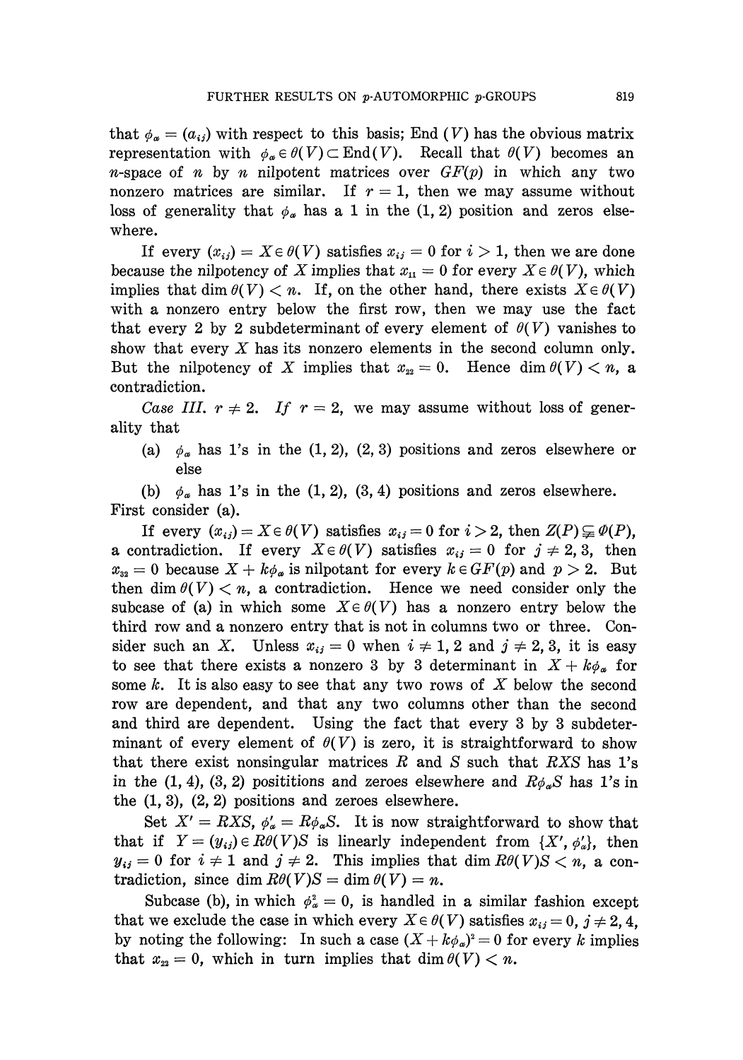that $\phi_\alpha = (a_{ij})$ with respect to this basis; End $(V)$ has the obvious matrix representation with $\phi_\alpha \in \theta(V) \subset \text{End}(V)$. Recall that $\theta(V)$ becomes an $n$-space of $n$ by $n$ nilpotent matrices over $GF(p)$ in which any two nonzero matrices are similar. If $r = 1$, then we may assume without loss of generality that $\phi_\alpha$ has a 1 in the (1, 2) position and zeros elsewhere.

If every $(x_{ij}) = X \in \theta(V)$ satisfies $x_{ij} = 0$ for $i > 1$, then we are done because the nilpotency of $X$ implies that $x_{11} = 0$ for every $X \in \theta(V)$, which implies that $\dim \theta(V) < n$. If, on the other hand, there exists $X \in \theta(V)$ with a nonzero entry below the first row, then we may use the fact that every 2 by 2 subdeterminant of every element of $\theta(V)$ vanishes to show that every $X$ has its nonzero elements in the second column only. But the nilpotency of $X$ implies that $x_{22} = 0$. Hence $\dim \theta(V) < n$, a contradiction.

*Case III.* $r \neq 2$. *If* $r = 2$, we may assume without loss of generality that

(a) $\phi_\alpha$ has 1's in the (1, 2), (2, 3) positions and zeros elsewhere or else

(b) $\phi_\alpha$ has 1's in the (1, 2), (3, 4) positions and zeros elsewhere.

First consider (a).

If every $(x_{ij}) = X \in \theta(V)$ satisfies $x_{ij} = 0$ for $i > 2$, then $Z(P) \subsetneqq \Phi(P)$, a contradiction. If every $X \in \theta(V)$ satisfies $x_{ij} = 0$ for $j \neq 2, 3$, then $x_{32} = 0$ because $X + k\phi_\alpha$ is nilpotant for every $k \in GF(p)$ and $p > 2$. But then $\dim \theta(V) < n$, a contradiction. Hence we need consider only the subcase of (a) in which some $X \in \theta(V)$ has a nonzero entry below the third row and a nonzero entry that is not in columns two or three. Consider such an $X$. Unless $x_{ij} = 0$ when $i \neq 1, 2$ and $j \neq 2, 3$, it is easy to see that there exists a nonzero 3 by 3 determinant in $X + k\phi_\alpha$ for some $k$. It is also easy to see that any two rows of $X$ below the second row are dependent, and that any two columns other than the second and third are dependent. Using the fact that every 3 by 3 subdeterminant of every element of $\theta(V)$ is zero, it is straightforward to show that there exist nonsingular matrices $R$ and $S$ such that $RXS$ has 1's in the (1, 4), (3, 2) posititions and zeroes elsewhere and $R\phi_\alpha S$ has 1's in the (1, 3), (2, 2) positions and zeroes elsewhere.

Set $X' = RXS$, $\phi'_\alpha = R\phi_\alpha S$. It is now straightforward to show that that if $Y = (y_{ij}) \in R\theta(V)S$ is linearly independent from $\{X', \phi'_\alpha\}$, then $y_{ij} = 0$ for $i \neq 1$ and $j \neq 2$. This implies that $\dim R\theta(V)S < n$, a contradiction, since $\dim R\theta(V)S = \dim \theta(V) = n$.

Subcase (b), in which $\phi_\alpha^2 = 0$, is handled in a similar fashion except that we exclude the case in which every $X \in \theta(V)$ satisfies $x_{ij} = 0$, $j \neq 2, 4$, by noting the following: In such a case $(X + k\phi_\alpha)^2 = 0$ for every $k$ implies that $x_{22} = 0$, which in turn implies that $\dim \theta(V) < n$.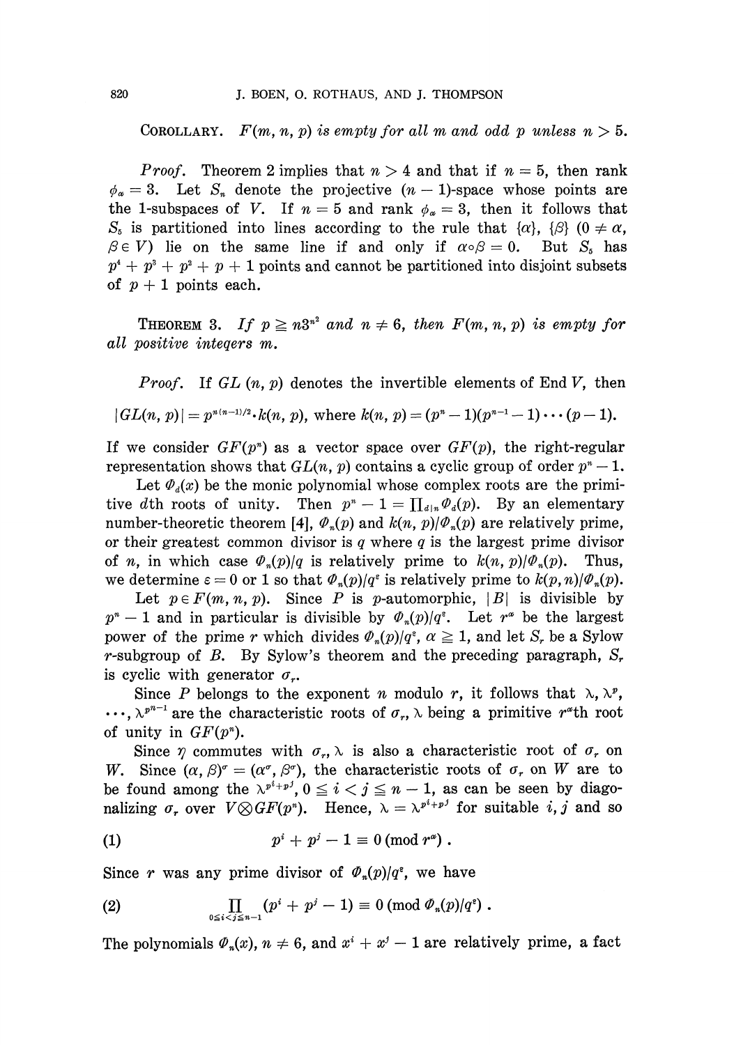**Corollary.** *$F(m, n, p)$ is empty for all $m$ and odd $p$ unless $n > 5$.*

*Proof.* Theorem 2 implies that $n > 4$ and that if $n = 5$, then rank $\phi_\alpha = 3$. Let $S_n$ denote the projective $(n-1)$-space whose points are the 1-subspaces of $V$. If $n = 5$ and rank $\phi_\alpha = 3$, then it follows that $S_5$ is partitioned into lines according to the rule that $\{\alpha\}$, $\{\beta\}$ $(0 \neq \alpha, \beta \in V)$ lie on the same line if and only if $\alpha \circ \beta = 0$. But $S_5$ has $p^4 + p^3 + p^2 + p + 1$ points and cannot be partitioned into disjoint subsets of $p + 1$ points each.

**Theorem 3.** *If $p \geqq n3^{n^2}$ and $n \neq 6$, then $F(m, n, p)$ is empty for all positive integers $m$.*

*Proof.* If $GL(n, p)$ denotes the invertible elements of End $V$, then

$$|GL(n, p)| = p^{n(n-1)/2} \cdot k(n, p), \text{ where } k(n, p) = (p^n - 1)(p^{n-1} - 1) \cdots (p - 1).$$

If we consider $GF(p^n)$ as a vector space over $GF(p)$, the right-regular representation shows that $GL(n, p)$ contains a cyclic group of order $p^n - 1$.

Let $\Phi_d(x)$ be the monic polynomial whose complex roots are the primitive $d$th roots of unity. Then $p^n - 1 = \prod_{d \mid n} \Phi_d(p)$. By an elementary number-theoretic theorem [4], $\Phi_n(p)$ and $k(n, p)/\Phi_n(p)$ are relatively prime, or their greatest common divisor is $q$ where $q$ is the largest prime divisor of $n$, in which case $\Phi_n(p)/q$ is relatively prime to $k(n, p)/\Phi_n(p)$. Thus, we determine $\varepsilon = 0$ or $1$ so that $\Phi_n(p)/q^\varepsilon$ is relatively prime to $k(p, n)/\Phi_n(p)$.

Let $p \in F(m, n, p)$. Since $P$ is $p$-automorphic, $|B|$ is divisible by $p^n - 1$ and in particular is divisible by $\Phi_n(p)/q^\varepsilon$. Let $r^\alpha$ be the largest power of the prime $r$ which divides $\Phi_n(p)/q^\varepsilon$, $\alpha \geqq 1$, and let $S_r$ be a Sylow $r$-subgroup of $B$. By Sylow's theorem and the preceding paragraph, $S_r$ is cyclic with generator $\sigma_r$.

Since $P$ belongs to the exponent $n$ modulo $r$, it follows that $\lambda, \lambda^p, \cdots, \lambda^{p^{n-1}}$ are the characteristic roots of $\sigma_r$, $\lambda$ being a primitive $r^\alpha$th root of unity in $GF(p^n)$.

Since $\eta$ commutes with $\sigma_r$, $\lambda$ is also a characteristic root of $\sigma_r$ on $W$. Since $(\alpha, \beta)^\sigma = (\alpha^\sigma, \beta^\sigma)$, the characteristic roots of $\sigma_r$ on $W$ are to be found among the $\lambda^{p^i + p^j}$, $0 \leqq i < j \leqq n - 1$, as can be seen by diagonalizing $\sigma_r$ over $V \otimes GF(p^n)$. Hence, $\lambda = \lambda^{p^i + p^j}$ for suitable $i, j$ and so

$$p^i + p^j - 1 \equiv 0 \pmod{r^\alpha}\,. \tag{1}$$

Since $r$ was any prime divisor of $\Phi_n(p)/q^\varepsilon$, we have

$$\prod_{0 \leqq i < j \leqq n-1} (p^i + p^j - 1) \equiv 0 \pmod{\Phi_n(p)/q^\varepsilon}\,. \tag{2}$$

The polynomials $\Phi_n(x)$, $n \neq 6$, and $x^i + x^j - 1$ are relatively prime, a fact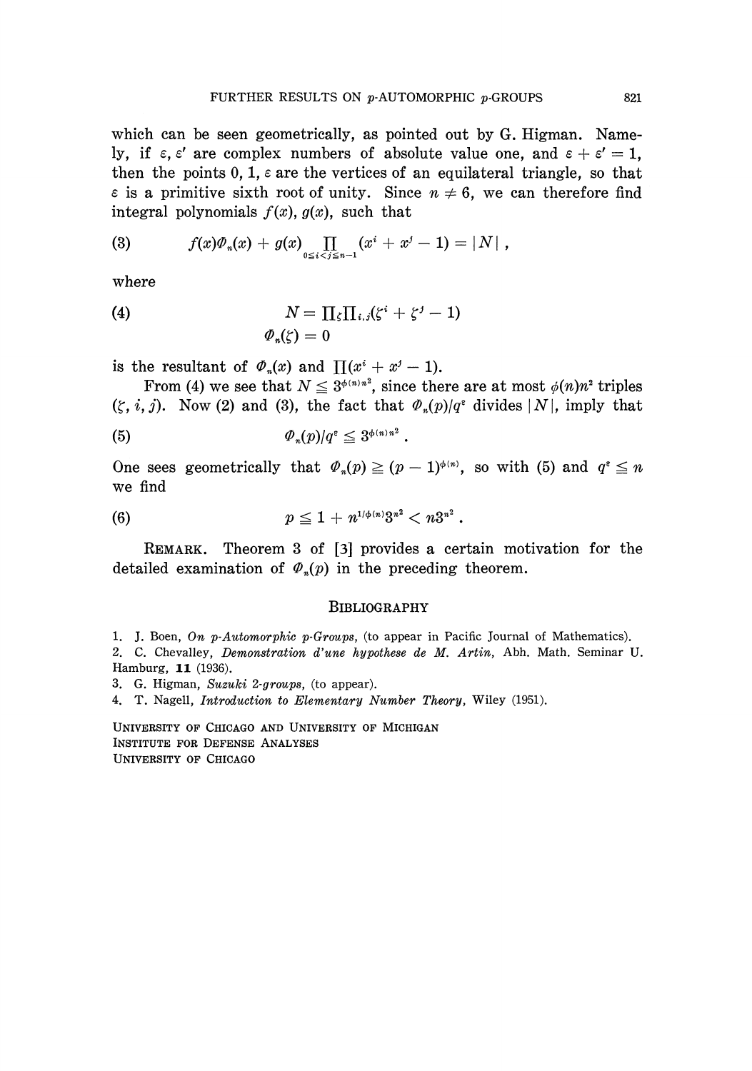which can be seen geometrically, as pointed out by G. Higman. Namely, if $\varepsilon, \varepsilon'$ are complex numbers of absolute value one, and $\varepsilon + \varepsilon' = 1$, then the points $0, 1, \varepsilon$ are the vertices of an equilateral triangle, so that $\varepsilon$ is a primitive sixth root of unity. Since $n \neq 6$, we can therefore find integral polynomials $f(x)$, $g(x)$, such that

$$
(3) \qquad f(x)\Phi_n(x) + g(x) \prod_{0 \leqq i < j \leqq n-1} (x^i + x^j - 1) = |N| \,,
$$

where

$$
(4) \qquad \begin{aligned} N = \textstyle\prod_\zeta \prod_{i,j}(\zeta^i + \zeta^j - 1) \\ \Phi_n(\zeta) = 0 \end{aligned}
$$

is the resultant of $\Phi_n(x)$ and $\prod(x^i + x^j - 1)$.

From (4) we see that $N \leqq 3^{\phi(n)n^2}$, since there are at most $\phi(n)n^2$ triples $(\zeta, i, j)$. Now (2) and (3), the fact that $\Phi_n(p)/q^e$ divides $|N|$, imply that

$$
(5) \qquad \Phi_n(p)/q^e \leqq 3^{\phi(n)n^2} \,.
$$

One sees geometrically that $\Phi_n(p) \geqq (p-1)^{\phi(n)}$, so with (5) and $q^e \leqq n$ we find

$$
(6) \qquad p \leqq 1 + n^{1/\phi(n)} 3^{n^2} < n 3^{n^2} \,.
$$

**Remark.** Theorem 3 of [3] provides a certain motivation for the detailed examination of $\Phi_n(p)$ in the preceding theorem.

## Bibliography

1. J. Boen, *On p-Automorphic p-Groups*, (to appear in Pacific Journal of Mathematics).
2. C. Chevalley, *Demonstration d'une hypothese de M. Artin*, Abh. Math. Seminar U. Hamburg, **11** (1936).
3. G. Higman, *Suzuki 2-groups*, (to appear).
4. T. Nagell, *Introduction to Elementary Number Theory*, Wiley (1951).

University of Chicago and University of Michigan
Institute for Defense Analyses
University of Chicago